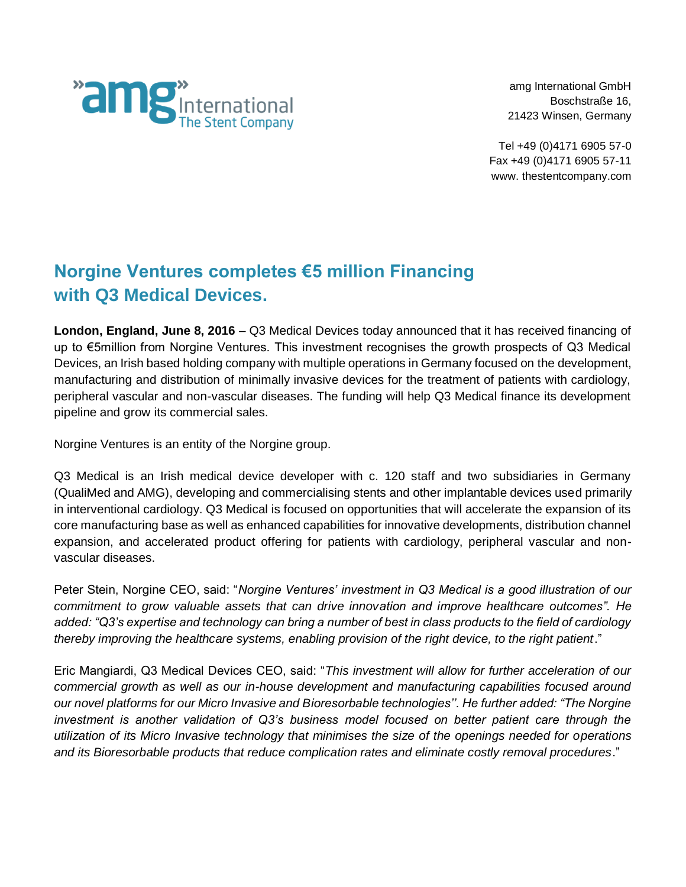»amg» International
The Stent Company

amg International GmbH
Boschstraße 16,
21423 Winsen, Germany

Tel +49 (0)4171 6905 57-0
Fax +49 (0)4171 6905 57-11
www. thestentcompany.com

# Norgine Ventures completes €5 million Financing with Q3 Medical Devices.

**London, England, June 8, 2016** – Q3 Medical Devices today announced that it has received financing of up to €5million from Norgine Ventures. This investment recognises the growth prospects of Q3 Medical Devices, an Irish based holding company with multiple operations in Germany focused on the development, manufacturing and distribution of minimally invasive devices for the treatment of patients with cardiology, peripheral vascular and non-vascular diseases. The funding will help Q3 Medical finance its development pipeline and grow its commercial sales.

Norgine Ventures is an entity of the Norgine group.

Q3 Medical is an Irish medical device developer with c. 120 staff and two subsidiaries in Germany (QualiMed and AMG), developing and commercialising stents and other implantable devices used primarily in interventional cardiology. Q3 Medical is focused on opportunities that will accelerate the expansion of its core manufacturing base as well as enhanced capabilities for innovative developments, distribution channel expansion, and accelerated product offering for patients with cardiology, peripheral vascular and non-vascular diseases.

Peter Stein, Norgine CEO, said: "*Norgine Ventures' investment in Q3 Medical is a good illustration of our commitment to grow valuable assets that can drive innovation and improve healthcare outcomes". He added: "Q3's expertise and technology can bring a number of best in class products to the field of cardiology thereby improving the healthcare systems, enabling provision of the right device, to the right patient*."

Eric Mangiardi, Q3 Medical Devices CEO, said: "*This investment will allow for further acceleration of our commercial growth as well as our in-house development and manufacturing capabilities focused around our novel platforms for our Micro Invasive and Bioresorbable technologies''. He further added: "The Norgine investment is another validation of Q3's business model focused on better patient care through the utilization of its Micro Invasive technology that minimises the size of the openings needed for operations and its Bioresorbable products that reduce complication rates and eliminate costly removal procedures*."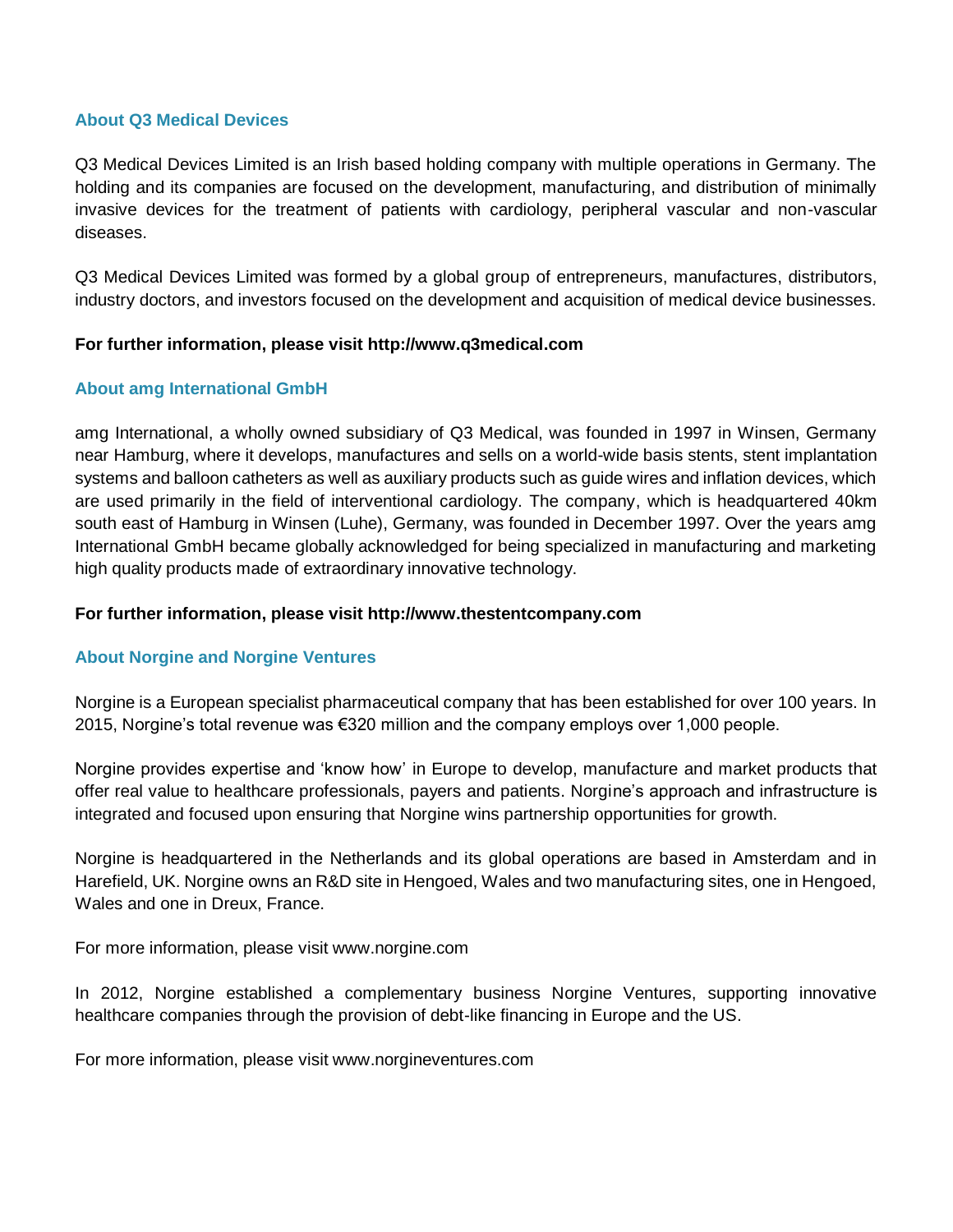### About Q3 Medical Devices

Q3 Medical Devices Limited is an Irish based holding company with multiple operations in Germany. The holding and its companies are focused on the development, manufacturing, and distribution of minimally invasive devices for the treatment of patients with cardiology, peripheral vascular and non-vascular diseases.

Q3 Medical Devices Limited was formed by a global group of entrepreneurs, manufactures, distributors, industry doctors, and investors focused on the development and acquisition of medical device businesses.

**For further information, please visit http://www.q3medical.com**

### About amg International GmbH

amg International, a wholly owned subsidiary of Q3 Medical, was founded in 1997 in Winsen, Germany near Hamburg, where it develops, manufactures and sells on a world-wide basis stents, stent implantation systems and balloon catheters as well as auxiliary products such as guide wires and inflation devices, which are used primarily in the field of interventional cardiology. The company, which is headquartered 40km south east of Hamburg in Winsen (Luhe), Germany, was founded in December 1997. Over the years amg International GmbH became globally acknowledged for being specialized in manufacturing and marketing high quality products made of extraordinary innovative technology.

**For further information, please visit http://www.thestentcompany.com**

### About Norgine and Norgine Ventures

Norgine is a European specialist pharmaceutical company that has been established for over 100 years. In 2015, Norgine's total revenue was €320 million and the company employs over 1,000 people.

Norgine provides expertise and 'know how' in Europe to develop, manufacture and market products that offer real value to healthcare professionals, payers and patients. Norgine's approach and infrastructure is integrated and focused upon ensuring that Norgine wins partnership opportunities for growth.

Norgine is headquartered in the Netherlands and its global operations are based in Amsterdam and in Harefield, UK. Norgine owns an R&D site in Hengoed, Wales and two manufacturing sites, one in Hengoed, Wales and one in Dreux, France.

For more information, please visit www.norgine.com

In 2012, Norgine established a complementary business Norgine Ventures, supporting innovative healthcare companies through the provision of debt-like financing in Europe and the US.

For more information, please visit www.norgineventures.com